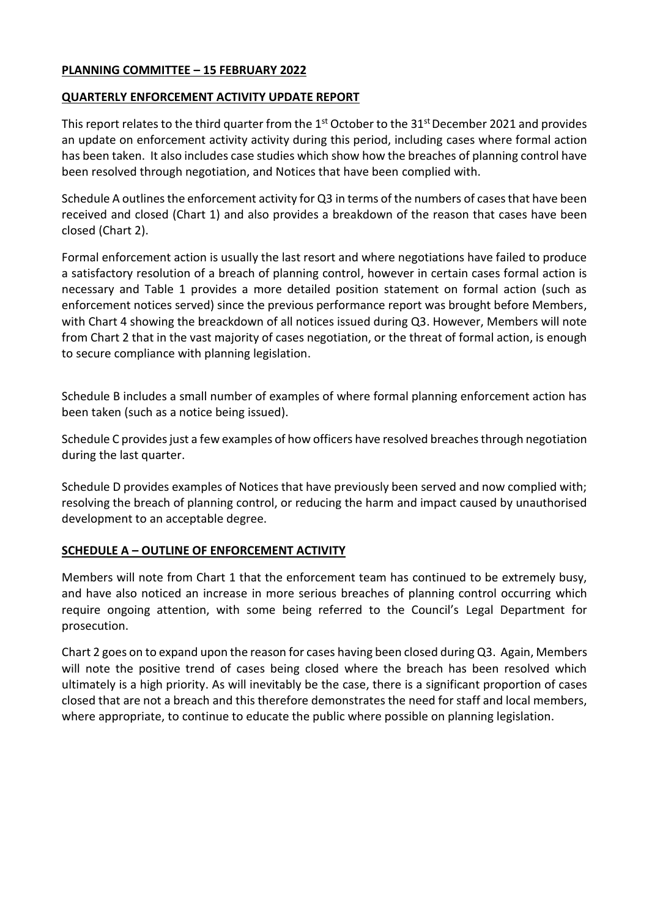**PLANNING COMMITTEE – 15 FEBRUARY 2022**

**QUARTERLY ENFORCEMENT ACTIVITY UPDATE REPORT**

This report relates to the third quarter from the 1st October to the 31st December 2021 and provides an update on enforcement activity activity during this period, including cases where formal action has been taken. It also includes case studies which show how the breaches of planning control have been resolved through negotiation, and Notices that have been complied with.

Schedule A outlines the enforcement activity for Q3 in terms of the numbers of cases that have been received and closed (Chart 1) and also provides a breakdown of the reason that cases have been closed (Chart 2).

Formal enforcement action is usually the last resort and where negotiations have failed to produce a satisfactory resolution of a breach of planning control, however in certain cases formal action is necessary and Table 1 provides a more detailed position statement on formal action (such as enforcement notices served) since the previous performance report was brought before Members, with Chart 4 showing the breakdown of all notices issued during Q3. However, Members will note from Chart 2 that in the vast majority of cases negotiation, or the threat of formal action, is enough to secure compliance with planning legislation.

Schedule B includes a small number of examples of where formal planning enforcement action has been taken (such as a notice being issued).

Schedule C provides just a few examples of how officers have resolved breaches through negotiation during the last quarter.

Schedule D provides examples of Notices that have previously been served and now complied with; resolving the breach of planning control, or reducing the harm and impact caused by unauthorised development to an acceptable degree.

**SCHEDULE A – OUTLINE OF ENFORCEMENT ACTIVITY**

Members will note from Chart 1 that the enforcement team has continued to be extremely busy, and have also noticed an increase in more serious breaches of planning control occurring which require ongoing attention, with some being referred to the Council's Legal Department for prosecution.

Chart 2 goes on to expand upon the reason for cases having been closed during Q3. Again, Members will note the positive trend of cases being closed where the breach has been resolved which ultimately is a high priority. As will inevitably be the case, there is a significant proportion of cases closed that are not a breach and this therefore demonstrates the need for staff and local members, where appropriate, to continue to educate the public where possible on planning legislation.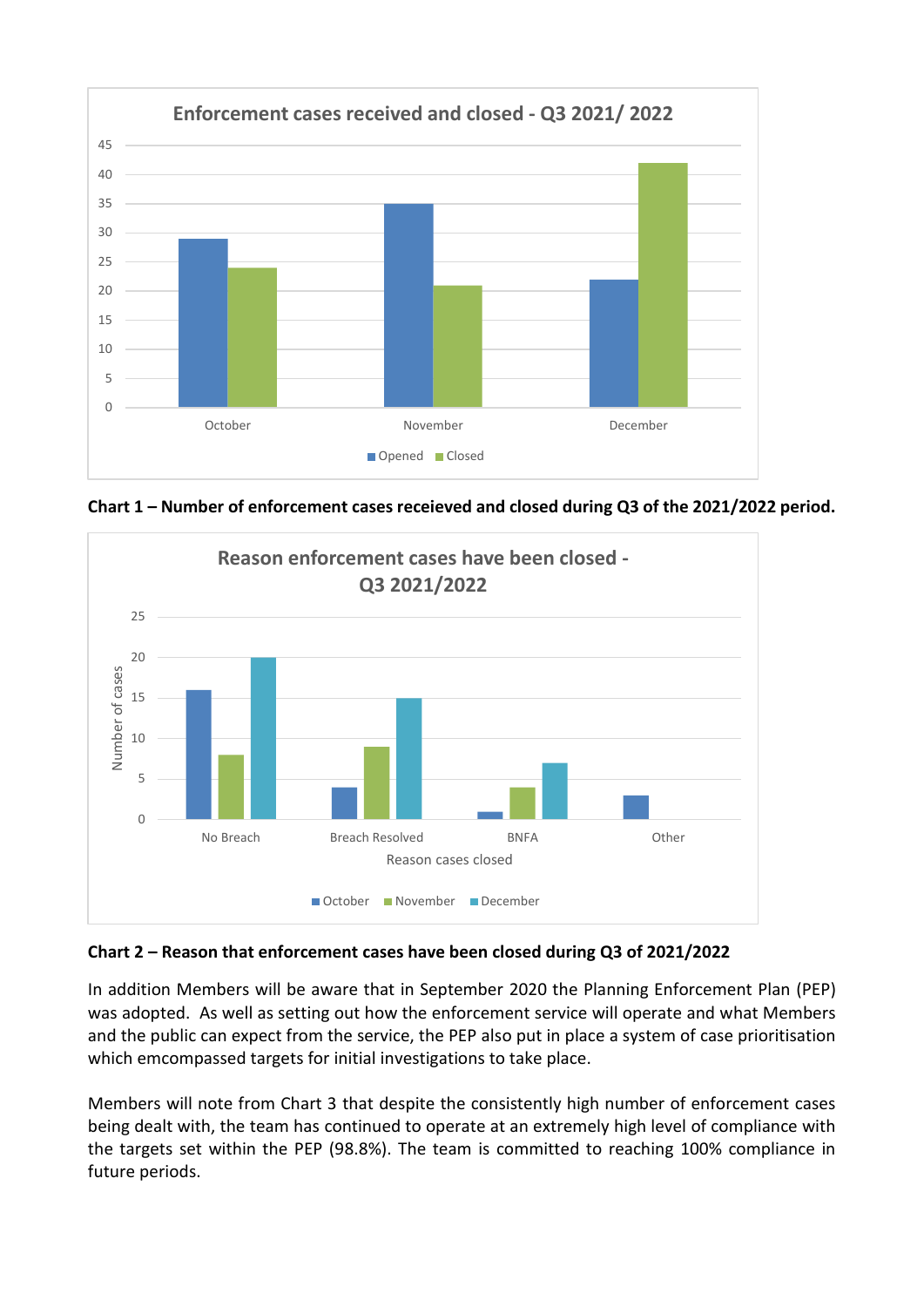**Chart 1 – Number of enforcement cases receieved and closed during Q3 of the 2021/2022 period.**

**Chart 2 – Reason that enforcement cases have been closed during Q3 of 2021/2022**

In addition Members will be aware that in September 2020 the Planning Enforcement Plan (PEP) was adopted. As well as setting out how the enforcement service will operate and what Members and the public can expect from the service, the PEP also put in place a system of case prioritisation which emcompassed targets for initial investigations to take place.

Members will note from Chart 3 that despite the consistently high number of enforcement cases being dealt with, the team has continued to operate at an extremely high level of compliance with the targets set within the PEP (98.8%). The team is committed to reaching 100% compliance in future periods.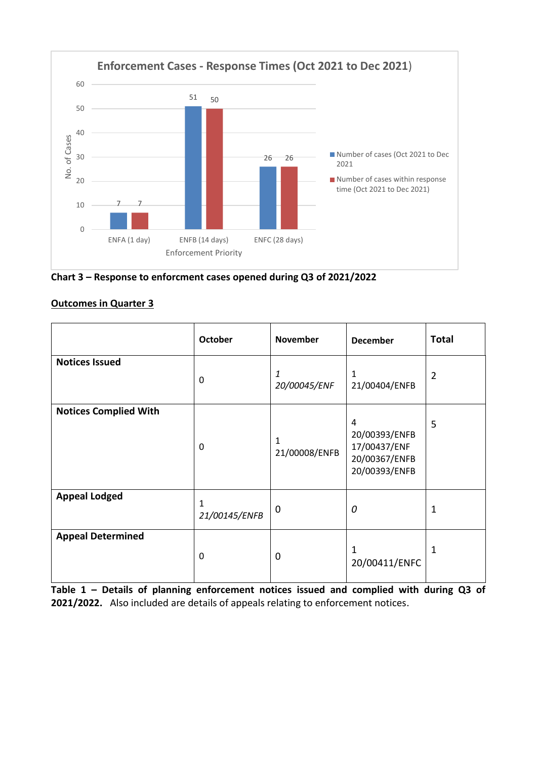**Enforcement Cases - Response Times (Oct 2021 to Dec 2021)**

| Enforcement Priority | Number of cases (Oct 2021 to Dec 2021) | Number of cases within response time (Oct 2021 to Dec 2021) |
|---|---|---|
| ENFA (1 day) | 7 | 7 |
| ENFB (14 days) | 51 | 50 |
| ENFC (28 days) | 26 | 26 |

**Chart 3 – Response to enforcment cases opened during Q3 of 2021/2022**

## Outcomes in Quarter 3

| | October | November | December | Total |
|---|---|---|---|---|
| **Notices Issued** | 0 | *1*<br>*20/00045/ENF* | 1<br>21/00404/ENFB | 2 |
| **Notices Complied With** | 0 | 1<br>21/00008/ENFB | 4<br>20/00393/ENFB<br>17/00437/ENF<br>20/00367/ENFB<br>20/00393/ENFB | 5 |
| **Appeal Lodged** | 1<br>*21/00145/ENFB* | 0 | *0* | 1 |
| **Appeal Determined** | 0 | 0 | 1<br>20/00411/ENFC | 1 |

**Table 1 – Details of planning enforcement notices issued and complied with during Q3 of 2021/2022.** Also included are details of appeals relating to enforcement notices.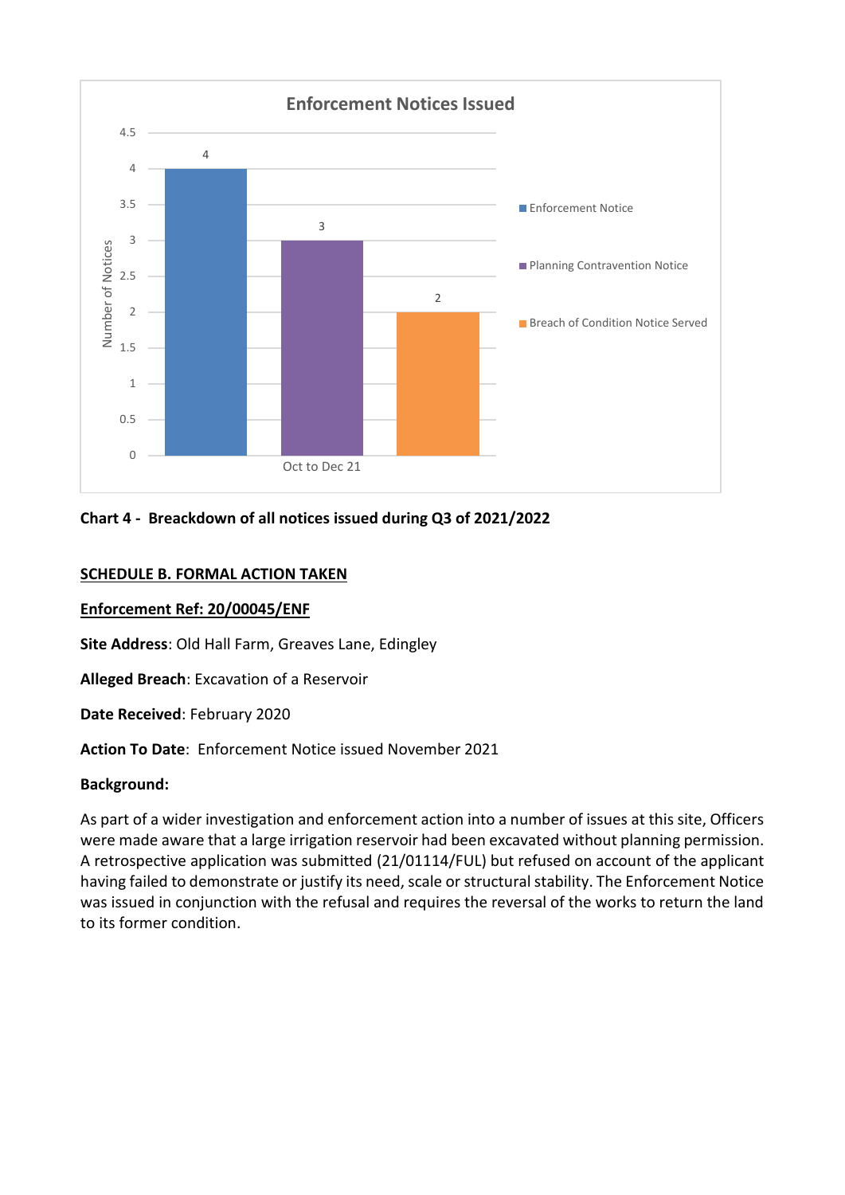**Enforcement Notices Issued**

| | Enforcement Notice | Planning Contravention Notice | Breach of Condition Notice Served |
|---|---|---|---|
| Oct to Dec 21 | 4 | 3 | 2 |

**Chart 4 - Breackdown of all notices issued during Q3 of 2021/2022**

## SCHEDULE B. FORMAL ACTION TAKEN

**Enforcement Ref: 20/00045/ENF**

**Site Address**: Old Hall Farm, Greaves Lane, Edingley

**Alleged Breach**: Excavation of a Reservoir

**Date Received**: February 2020

**Action To Date**: Enforcement Notice issued November 2021

**Background:**

As part of a wider investigation and enforcement action into a number of issues at this site, Officers were made aware that a large irrigation reservoir had been excavated without planning permission. A retrospective application was submitted (21/01114/FUL) but refused on account of the applicant having failed to demonstrate or justify its need, scale or structural stability. The Enforcement Notice was issued in conjunction with the refusal and requires the reversal of the works to return the land to its former condition.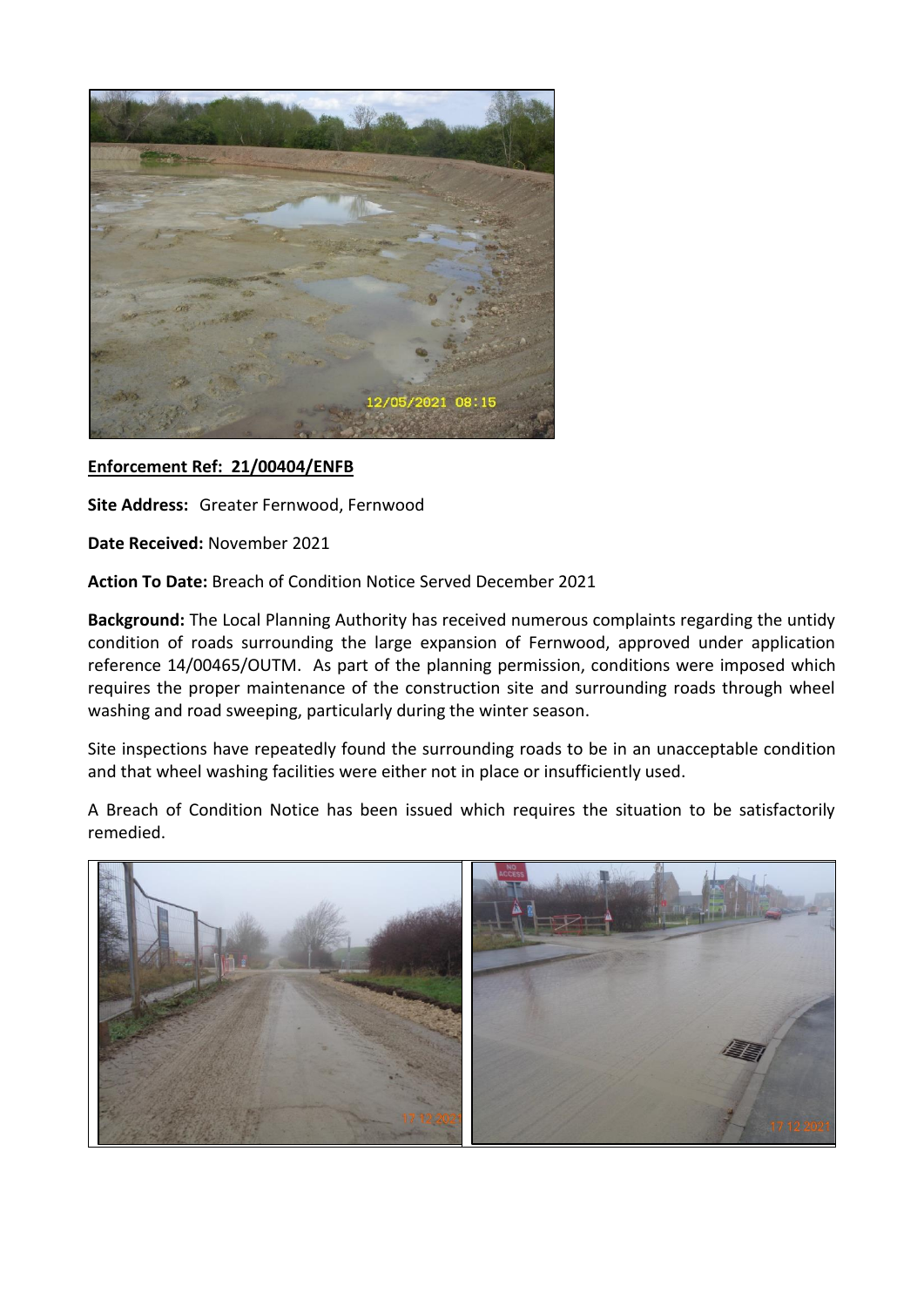**Enforcement Ref: 21/00404/ENFB**

**Site Address:** Greater Fernwood, Fernwood

**Date Received:** November 2021

**Action To Date:** Breach of Condition Notice Served December 2021

**Background:** The Local Planning Authority has received numerous complaints regarding the untidy condition of roads surrounding the large expansion of Fernwood, approved under application reference 14/00465/OUTM. As part of the planning permission, conditions were imposed which requires the proper maintenance of the construction site and surrounding roads through wheel washing and road sweeping, particularly during the winter season.

Site inspections have repeatedly found the surrounding roads to be in an unacceptable condition and that wheel washing facilities were either not in place or insufficiently used.

A Breach of Condition Notice has been issued which requires the situation to be satisfactorily remedied.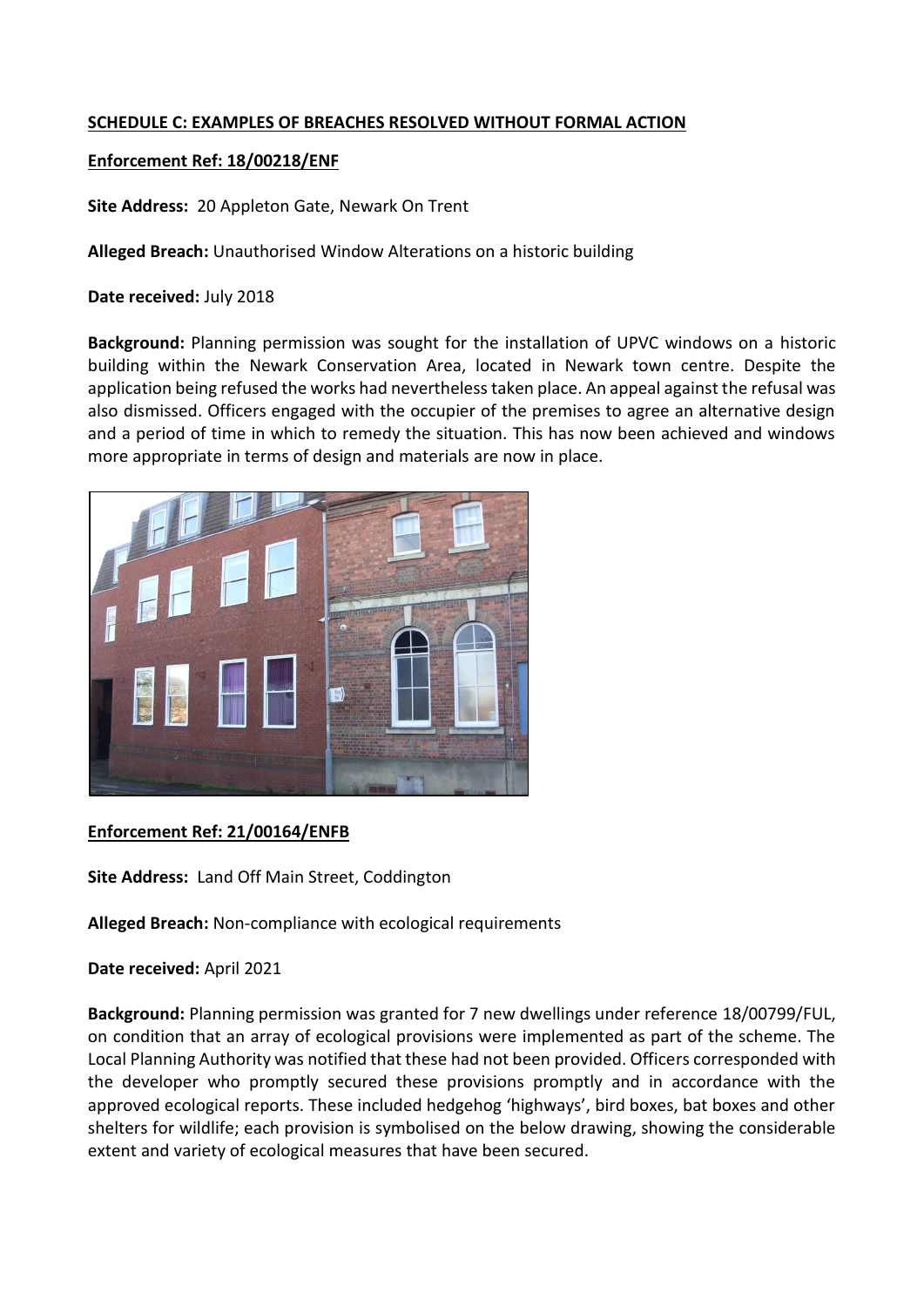**SCHEDULE C: EXAMPLES OF BREACHES RESOLVED WITHOUT FORMAL ACTION**

**Enforcement Ref: 18/00218/ENF**

**Site Address:** 20 Appleton Gate, Newark On Trent

**Alleged Breach:** Unauthorised Window Alterations on a historic building

**Date received:** July 2018

**Background:** Planning permission was sought for the installation of UPVC windows on a historic building within the Newark Conservation Area, located in Newark town centre. Despite the application being refused the works had nevertheless taken place. An appeal against the refusal was also dismissed. Officers engaged with the occupier of the premises to agree an alternative design and a period of time in which to remedy the situation. This has now been achieved and windows more appropriate in terms of design and materials are now in place.

**Enforcement Ref: 21/00164/ENFB**

**Site Address:** Land Off Main Street, Coddington

**Alleged Breach:** Non-compliance with ecological requirements

**Date received:** April 2021

**Background:** Planning permission was granted for 7 new dwellings under reference 18/00799/FUL, on condition that an array of ecological provisions were implemented as part of the scheme. The Local Planning Authority was notified that these had not been provided. Officers corresponded with the developer who promptly secured these provisions promptly and in accordance with the approved ecological reports. These included hedgehog 'highways', bird boxes, bat boxes and other shelters for wildlife; each provision is symbolised on the below drawing, showing the considerable extent and variety of ecological measures that have been secured.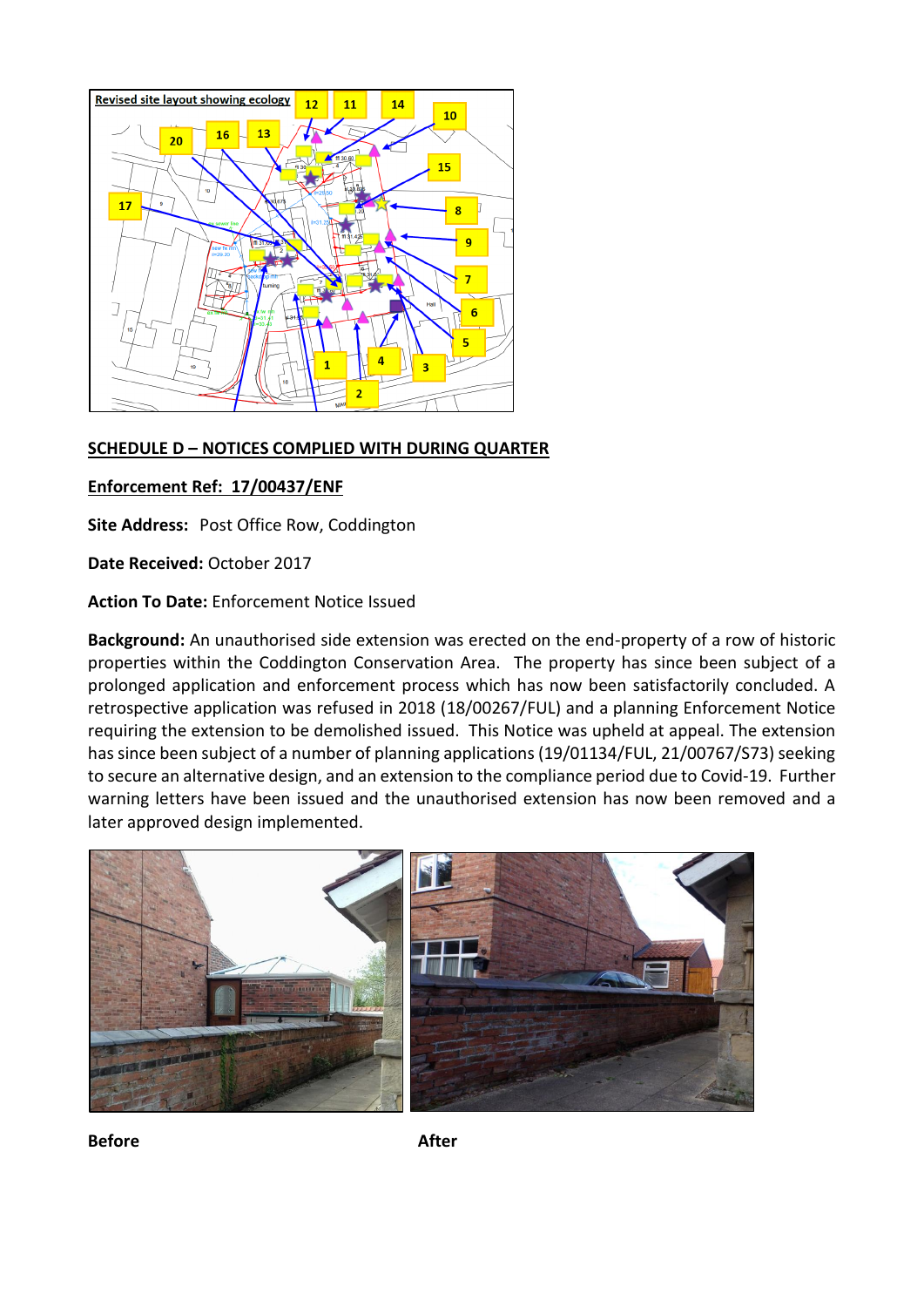## SCHEDULE D – NOTICES COMPLIED WITH DURING QUARTER

**Enforcement Ref: 17/00437/ENF**

**Site Address:** Post Office Row, Coddington

**Date Received:** October 2017

**Action To Date:** Enforcement Notice Issued

**Background:** An unauthorised side extension was erected on the end-property of a row of historic properties within the Coddington Conservation Area. The property has since been subject of a prolonged application and enforcement process which has now been satisfactorily concluded. A retrospective application was refused in 2018 (18/00267/FUL) and a planning Enforcement Notice requiring the extension to be demolished issued. This Notice was upheld at appeal. The extension has since been subject of a number of planning applications (19/01134/FUL, 21/00767/S73) seeking to secure an alternative design, and an extension to the compliance period due to Covid-19. Further warning letters have been issued and the unauthorised extension has now been removed and a later approved design implemented.

**Before** **After**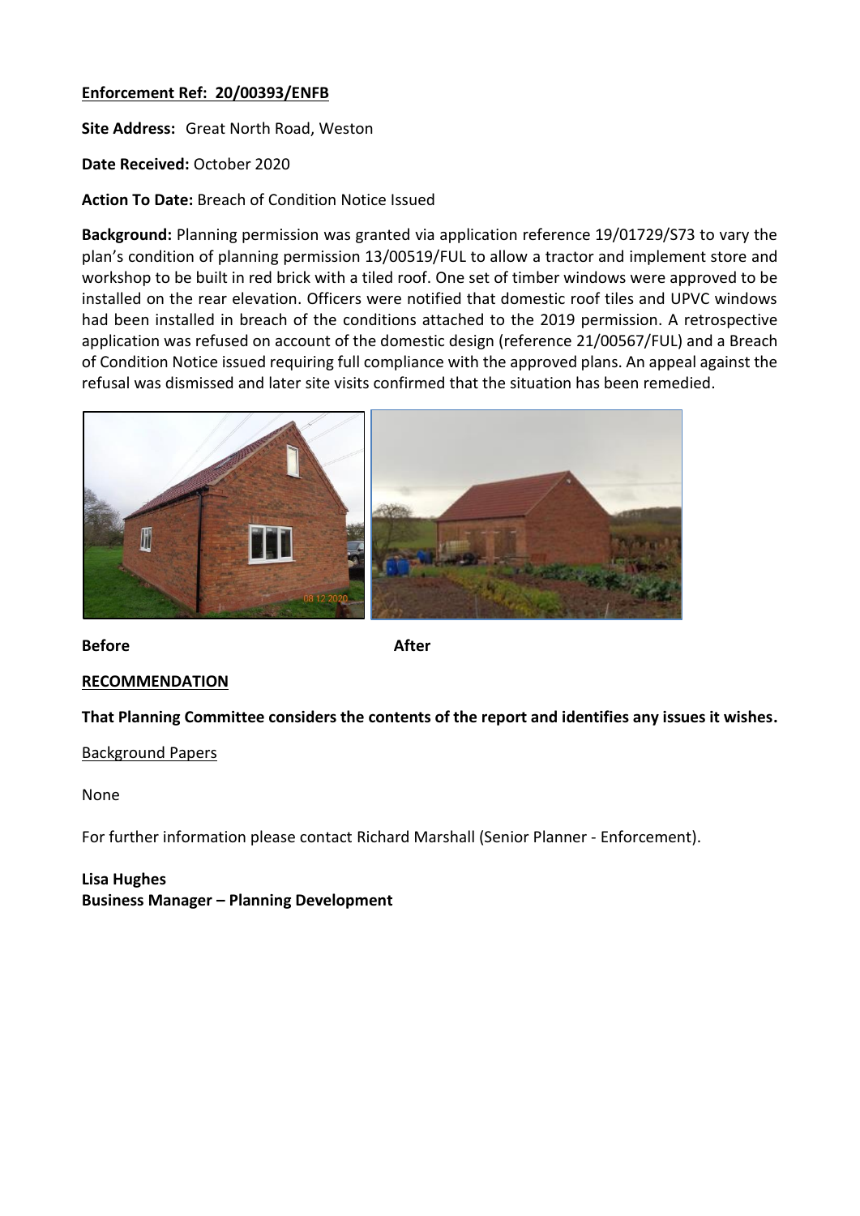**Enforcement Ref: 20/00393/ENFB**

**Site Address:** Great North Road, Weston

**Date Received:** October 2020

**Action To Date:** Breach of Condition Notice Issued

**Background:** Planning permission was granted via application reference 19/01729/S73 to vary the plan's condition of planning permission 13/00519/FUL to allow a tractor and implement store and workshop to be built in red brick with a tiled roof. One set of timber windows were approved to be installed on the rear elevation. Officers were notified that domestic roof tiles and UPVC windows had been installed in breach of the conditions attached to the 2019 permission. A retrospective application was refused on account of the domestic design (reference 21/00567/FUL) and a Breach of Condition Notice issued requiring full compliance with the approved plans. An appeal against the refusal was dismissed and later site visits confirmed that the situation has been remedied.

**Before** **After**

**RECOMMENDATION**

**That Planning Committee considers the contents of the report and identifies any issues it wishes.**

Background Papers

None

For further information please contact Richard Marshall (Senior Planner - Enforcement).

**Lisa Hughes**
**Business Manager – Planning Development**